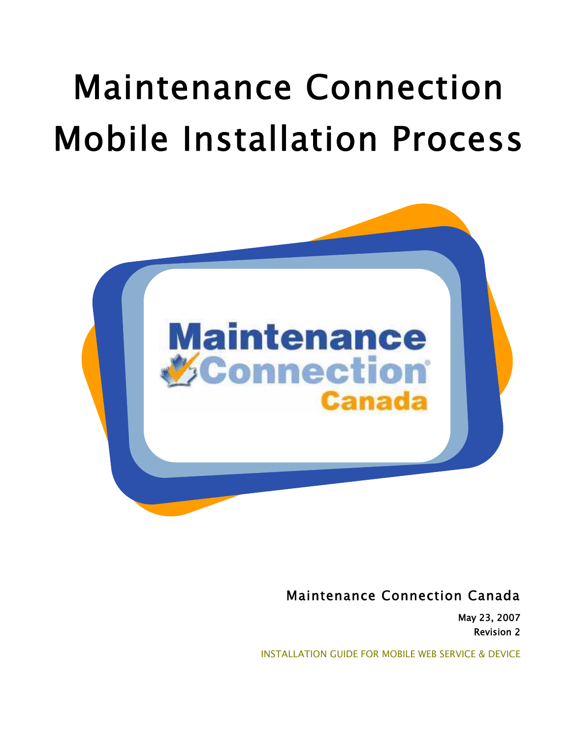# Maintenance Connection Mobile Installation Process

Maintenance Connection Canada

**May 23, 2007**
**Revision 2**

INSTALLATION GUIDE FOR MOBILE WEB SERVICE & DEVICE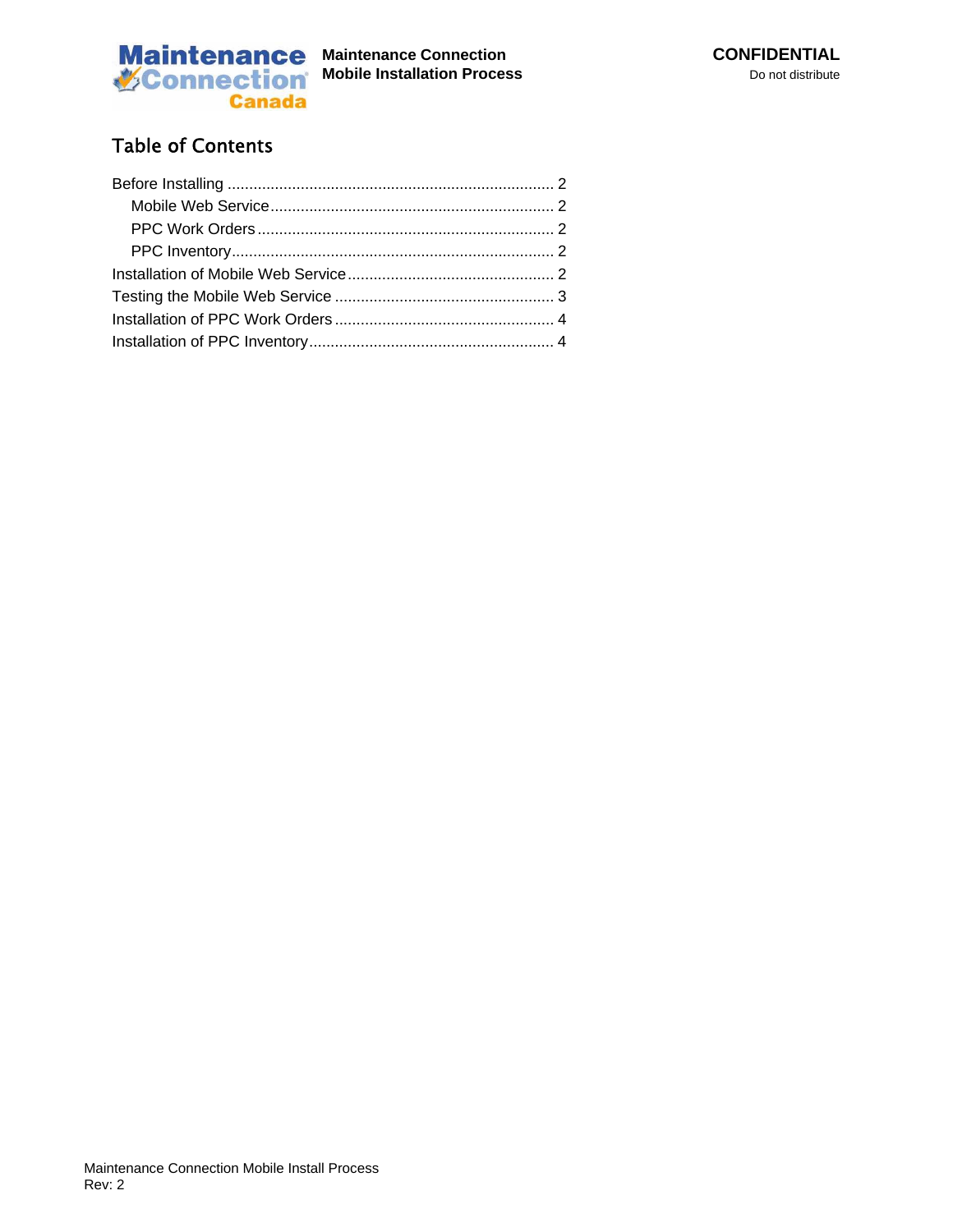## Table of Contents

Before Installing ........................................................................ 2

- Mobile Web Service ............................................................... 2
- PPC Work Orders .................................................................. 2
- PPC Inventory ........................................................................ 2

Installation of Mobile Web Service ............................................. 2

Testing the Mobile Web Service .................................................. 3

Installation of PPC Work Orders .................................................. 4

Installation of PPC Inventory ........................................................ 4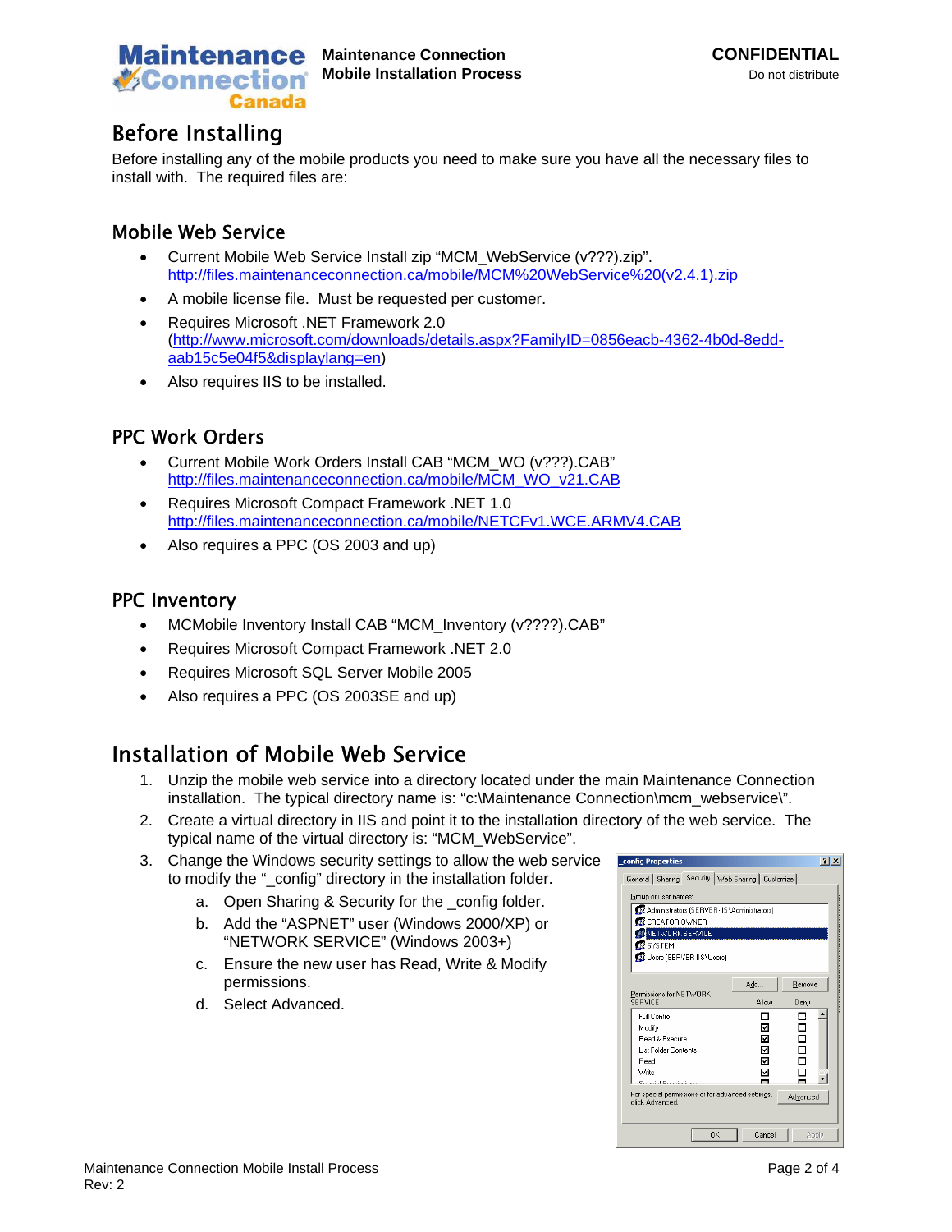# Before Installing

Before installing any of the mobile products you need to make sure you have all the necessary files to install with. The required files are:

## Mobile Web Service

- Current Mobile Web Service Install zip “MCM_WebService (v???).zip”. http://files.maintenanceconnection.ca/mobile/MCM%20WebService%20(v2.4.1).zip
- A mobile license file. Must be requested per customer.
- Requires Microsoft .NET Framework 2.0 (http://www.microsoft.com/downloads/details.aspx?FamilyID=0856eacb-4362-4b0d-8edd-aab15c5e04f5&displaylang=en)
- Also requires IIS to be installed.

## PPC Work Orders

- Current Mobile Work Orders Install CAB “MCM_WO (v???).CAB” http://files.maintenanceconnection.ca/mobile/MCM_WO_v21.CAB
- Requires Microsoft Compact Framework .NET 1.0 http://files.maintenanceconnection.ca/mobile/NETCFv1.WCE.ARMV4.CAB
- Also requires a PPC (OS 2003 and up)

## PPC Inventory

- MCMobile Inventory Install CAB “MCM_Inventory (v????).CAB”
- Requires Microsoft Compact Framework .NET 2.0
- Requires Microsoft SQL Server Mobile 2005
- Also requires a PPC (OS 2003SE and up)

# Installation of Mobile Web Service

1. Unzip the mobile web service into a directory located under the main Maintenance Connection installation. The typical directory name is: “c:\Maintenance Connection\mcm_webservice\”.
2. Create a virtual directory in IIS and point it to the installation directory of the web service. The typical name of the virtual directory is: “MCM_WebService”.
3. Change the Windows security settings to allow the web service to modify the “_config” directory in the installation folder.
   a. Open Sharing & Security for the _config folder.
   b. Add the “ASPNET” user (Windows 2000/XP) or “NETWORK SERVICE” (Windows 2003+)
   c. Ensure the new user has Read, Write & Modify permissions.
   d. Select Advanced.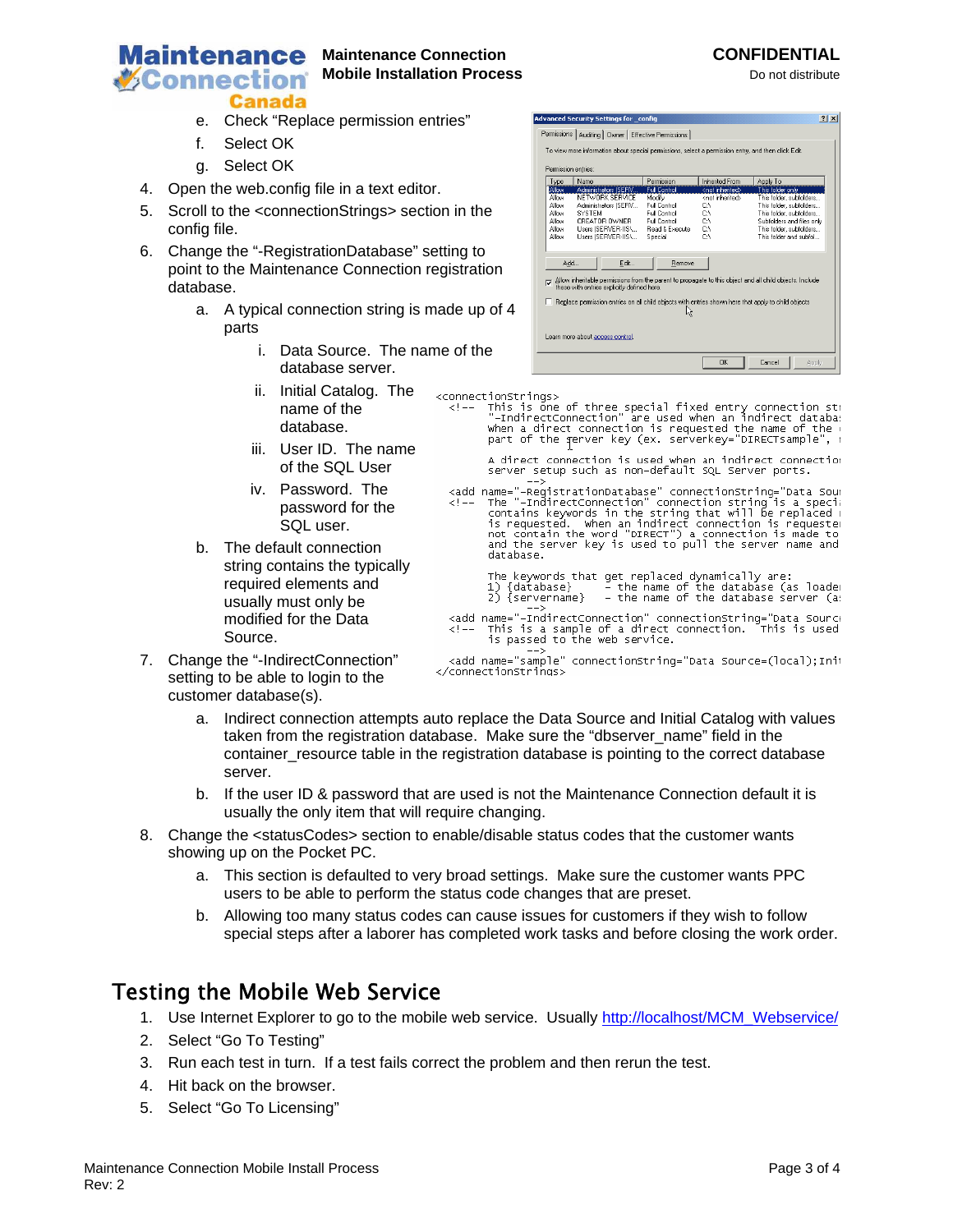e. Check “Replace permission entries”

f. Select OK

g. Select OK

4. Open the web.config file in a text editor.
5. Scroll to the <connectionStrings> section in the config file.
6. Change the “-RegistrationDatabase” setting to point to the Maintenance Connection registration database.
   a. A typical connection string is made up of 4 parts
      i. Data Source. The name of the database server.
      ii. Initial Catalog. The name of the database.
      iii. User ID. The name of the SQL User
      iv. Password. The password for the SQL user.
   b. The default connection string contains the typically required elements and usually must only be modified for the Data Source.

```
<connectionStrings>
  <!-- This is one of three special fixed entry connection st
       "-IndirectConnection" are used when an indirect databa
       when a direct connection is requested the name of the
       part of the server key (ex. serverkey="DIRECTsample",

       A direct connection is used when an indirect connectio
       server setup such as non-default SQL Server ports.
       -->
  <add name="-RegistrationDatabase" connectionString="Data Sou
  <!-- The "-IndirectConnection" connection string is a speci
       contains keywords in the string that will be replaced
       is requested.  When an indirect connection is requeste
       not contain the word "DIRECT") a connection is made to
       and the server key is used to pull the server name and
       database.

       The keywords that get replaced dynamically are:
       1) {database}     - the name of the database (as loade
       2) {servername}   - the name of the database server (a
       -->
  <add name="-IndirectConnection" connectionString="Data Sourc
  <!-- This is a sample of a direct connection.  This is used
       is passed to the web service.
       -->
  <add name="sample" connectionString="Data Source=(local);Ini
</connectionStrings>
```

7. Change the “-IndirectConnection” setting to be able to login to the customer database(s).
   a. Indirect connection attempts auto replace the Data Source and Initial Catalog with values taken from the registration database. Make sure the “dbserver_name” field in the container_resource table in the registration database is pointing to the correct database server.
   b. If the user ID & password that are used is not the Maintenance Connection default it is usually the only item that will require changing.
8. Change the <statusCodes> section to enable/disable status codes that the customer wants showing up on the Pocket PC.
   a. This section is defaulted to very broad settings. Make sure the customer wants PPC users to be able to perform the status code changes that are preset.
   b. Allowing too many status codes can cause issues for customers if they wish to follow special steps after a laborer has completed work tasks and before closing the work order.

## Testing the Mobile Web Service

1. Use Internet Explorer to go to the mobile web service. Usually http://localhost/MCM_Webservice/
2. Select “Go To Testing”
3. Run each test in turn. If a test fails correct the problem and then rerun the test.
4. Hit back on the browser.
5. Select “Go To Licensing”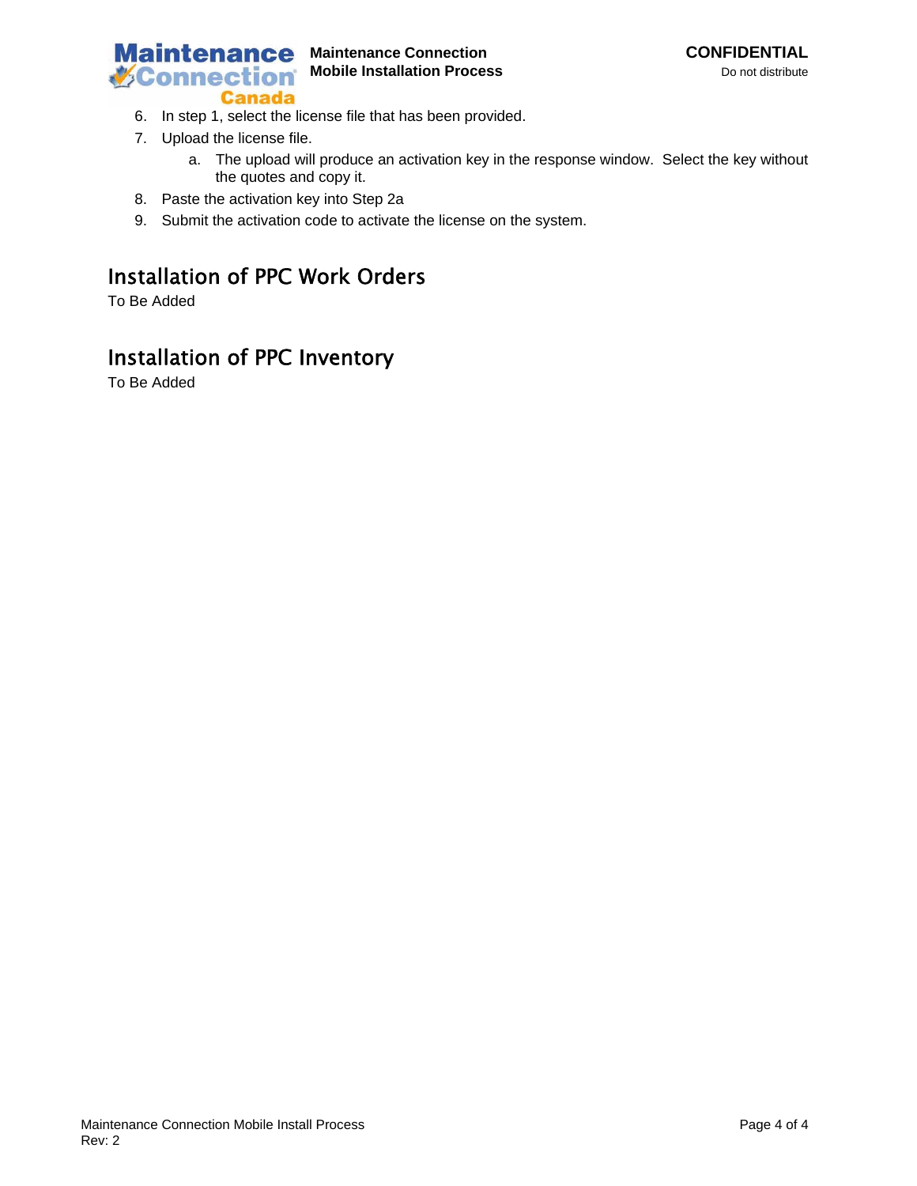6. In step 1, select the license file that has been provided.
7. Upload the license file.
    a. The upload will produce an activation key in the response window. Select the key without the quotes and copy it.
8. Paste the activation key into Step 2a
9. Submit the activation code to activate the license on the system.

## Installation of PPC Work Orders

To Be Added

## Installation of PPC Inventory

To Be Added